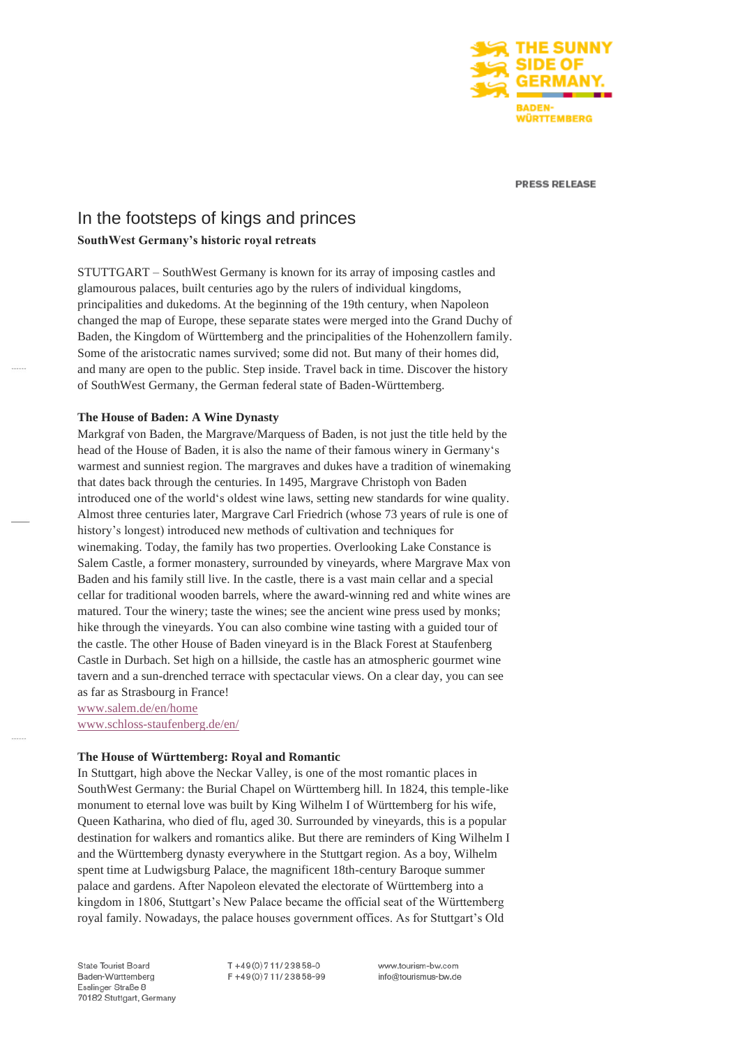THE SUNNY SIDE OF GERMANY.

BADEN-WÜRTTEMBERG

PRESS RELEASE

# In the footsteps of kings and princes

**SouthWest Germany's historic royal retreats**

STUTTGART – SouthWest Germany is known for its array of imposing castles and glamourous palaces, built centuries ago by the rulers of individual kingdoms, principalities and dukedoms. At the beginning of the 19th century, when Napoleon changed the map of Europe, these separate states were merged into the Grand Duchy of Baden, the Kingdom of Württemberg and the principalities of the Hohenzollern family. Some of the aristocratic names survived; some did not. But many of their homes did, and many are open to the public. Step inside. Travel back in time. Discover the history of SouthWest Germany, the German federal state of Baden-Württemberg.

**The House of Baden: A Wine Dynasty**

Markgraf von Baden, the Margrave/Marquess of Baden, is not just the title held by the head of the House of Baden, it is also the name of their famous winery in Germany's warmest and sunniest region. The margraves and dukes have a tradition of winemaking that dates back through the centuries. In 1495, Margrave Christoph von Baden introduced one of the world's oldest wine laws, setting new standards for wine quality. Almost three centuries later, Margrave Carl Friedrich (whose 73 years of rule is one of history's longest) introduced new methods of cultivation and techniques for winemaking. Today, the family has two properties. Overlooking Lake Constance is Salem Castle, a former monastery, surrounded by vineyards, where Margrave Max von Baden and his family still live. In the castle, there is a vast main cellar and a special cellar for traditional wooden barrels, where the award-winning red and white wines are matured. Tour the winery; taste the wines; see the ancient wine press used by monks; hike through the vineyards. You can also combine wine tasting with a guided tour of the castle. The other House of Baden vineyard is in the Black Forest at Staufenberg Castle in Durbach. Set high on a hillside, the castle has an atmospheric gourmet wine tavern and a sun-drenched terrace with spectacular views. On a clear day, you can see as far as Strasbourg in France!
www.salem.de/en/home
www.schloss-staufenberg.de/en/

**The House of Württemberg: Royal and Romantic**

In Stuttgart, high above the Neckar Valley, is one of the most romantic places in SouthWest Germany: the Burial Chapel on Württemberg hill. In 1824, this temple-like monument to eternal love was built by King Wilhelm I of Württemberg for his wife, Queen Katharina, who died of flu, aged 30. Surrounded by vineyards, this is a popular destination for walkers and romantics alike. But there are reminders of King Wilhelm I and the Württemberg dynasty everywhere in the Stuttgart region. As a boy, Wilhelm spent time at Ludwigsburg Palace, the magnificent 18th-century Baroque summer palace and gardens. After Napoleon elevated the electorate of Württemberg into a kingdom in 1806, Stuttgart's New Palace became the official seat of the Württemberg royal family. Nowadays, the palace houses government offices. As for Stuttgart's Old

State Tourist Board
Baden-Württemberg
Esslinger Straße 8
70182 Stuttgart, Germany

T +49(0)711/23858-0
F +49(0)711/23858-99

www.tourism-bw.com
info@tourismus-bw.de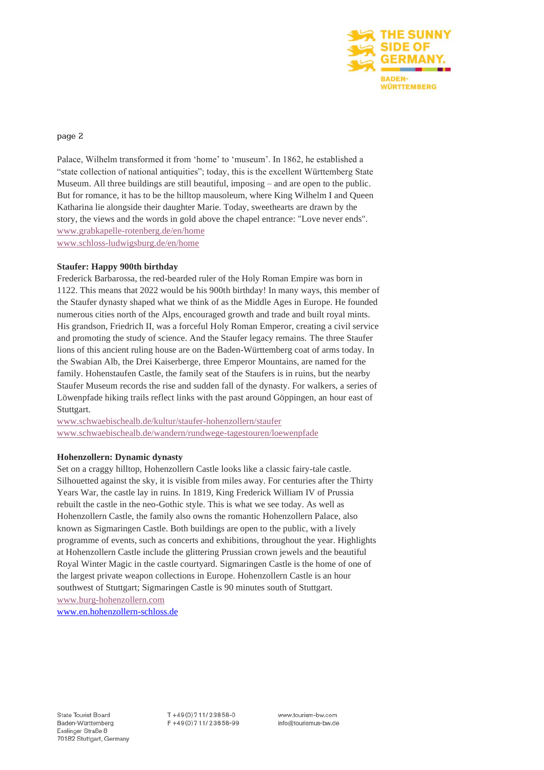Palace, Wilhelm transformed it from 'home' to 'museum'. In 1862, he established a "state collection of national antiquities"; today, this is the excellent Württemberg State Museum. All three buildings are still beautiful, imposing – and are open to the public. But for romance, it has to be the hilltop mausoleum, where King Wilhelm I and Queen Katharina lie alongside their daughter Marie. Today, sweethearts are drawn by the story, the views and the words in gold above the chapel entrance: "Love never ends".
www.grabkapelle-rotenberg.de/en/home
www.schloss-ludwigsburg.de/en/home

**Staufer: Happy 900th birthday**
Frederick Barbarossa, the red-bearded ruler of the Holy Roman Empire was born in 1122. This means that 2022 would be his 900th birthday! In many ways, this member of the Staufer dynasty shaped what we think of as the Middle Ages in Europe. He founded numerous cities north of the Alps, encouraged growth and trade and built royal mints. His grandson, Friedrich II, was a forceful Holy Roman Emperor, creating a civil service and promoting the study of science. And the Staufer legacy remains. The three Staufer lions of this ancient ruling house are on the Baden-Württemberg coat of arms today. In the Swabian Alb, the Drei Kaiserberge, three Emperor Mountains, are named for the family. Hohenstaufen Castle, the family seat of the Staufers is in ruins, but the nearby Staufer Museum records the rise and sudden fall of the dynasty. For walkers, a series of Löwenpfade hiking trails reflect links with the past around Göppingen, an hour east of Stuttgart.
www.schwaebischealb.de/kultur/staufer-hohenzollern/staufer
www.schwaebischealb.de/wandern/rundwege-tagestouren/loewenpfade

**Hohenzollern: Dynamic dynasty**
Set on a craggy hilltop, Hohenzollern Castle looks like a classic fairy-tale castle. Silhouetted against the sky, it is visible from miles away. For centuries after the Thirty Years War, the castle lay in ruins. In 1819, King Frederick William IV of Prussia rebuilt the castle in the neo-Gothic style. This is what we see today. As well as Hohenzollern Castle, the family also owns the romantic Hohenzollern Palace, also known as Sigmaringen Castle. Both buildings are open to the public, with a lively programme of events, such as concerts and exhibitions, throughout the year. Highlights at Hohenzollern Castle include the glittering Prussian crown jewels and the beautiful Royal Winter Magic in the castle courtyard. Sigmaringen Castle is the home of one of the largest private weapon collections in Europe. Hohenzollern Castle is an hour southwest of Stuttgart; Sigmaringen Castle is 90 minutes south of Stuttgart.
www.burg-hohenzollern.com
www.en.hohenzollern-schloss.de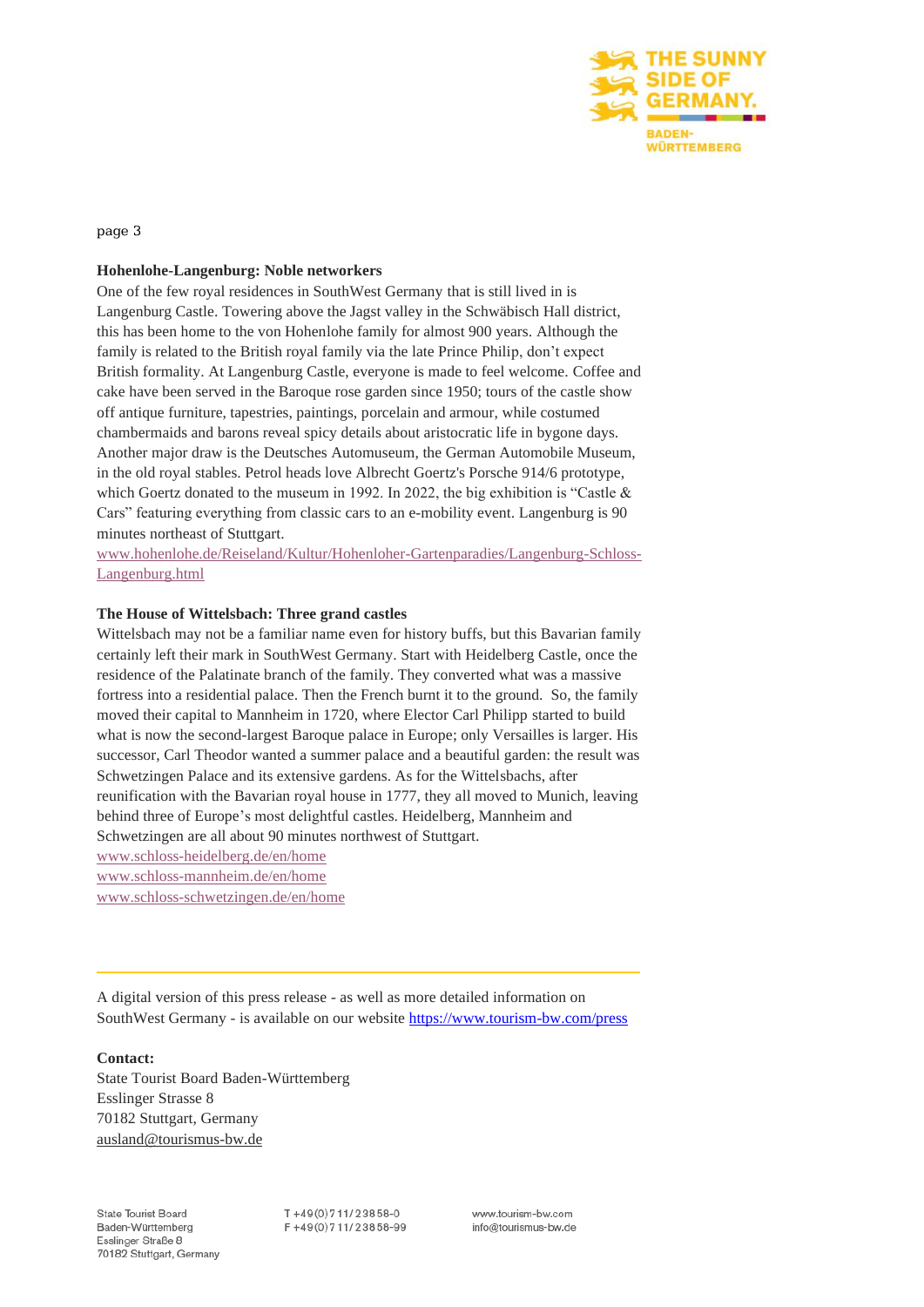### Hohenlohe-Langenburg: Noble networkers

One of the few royal residences in SouthWest Germany that is still lived in is Langenburg Castle. Towering above the Jagst valley in the Schwäbisch Hall district, this has been home to the von Hohenlohe family for almost 900 years. Although the family is related to the British royal family via the late Prince Philip, don't expect British formality. At Langenburg Castle, everyone is made to feel welcome. Coffee and cake have been served in the Baroque rose garden since 1950; tours of the castle show off antique furniture, tapestries, paintings, porcelain and armour, while costumed chambermaids and barons reveal spicy details about aristocratic life in bygone days. Another major draw is the Deutsches Automuseum, the German Automobile Museum, in the old royal stables. Petrol heads love Albrecht Goertz's Porsche 914/6 prototype, which Goertz donated to the museum in 1992. In 2022, the big exhibition is "Castle & Cars" featuring everything from classic cars to an e-mobility event. Langenburg is 90 minutes northeast of Stuttgart.
www.hohenlohe.de/Reiseland/Kultur/Hohenloher-Gartenparadies/Langenburg-Schloss-Langenburg.html

### The House of Wittelsbach: Three grand castles

Wittelsbach may not be a familiar name even for history buffs, but this Bavarian family certainly left their mark in SouthWest Germany. Start with Heidelberg Castle, once the residence of the Palatinate branch of the family. They converted what was a massive fortress into a residential palace. Then the French burnt it to the ground. So, the family moved their capital to Mannheim in 1720, where Elector Carl Philipp started to build what is now the second-largest Baroque palace in Europe; only Versailles is larger. His successor, Carl Theodor wanted a summer palace and a beautiful garden: the result was Schwetzingen Palace and its extensive gardens. As for the Wittelsbachs, after reunification with the Bavarian royal house in 1777, they all moved to Munich, leaving behind three of Europe's most delightful castles. Heidelberg, Mannheim and Schwetzingen are all about 90 minutes northwest of Stuttgart.
www.schloss-heidelberg.de/en/home
www.schloss-mannheim.de/en/home
www.schloss-schwetzingen.de/en/home

---

A digital version of this press release - as well as more detailed information on SouthWest Germany - is available on our website https://www.tourism-bw.com/press

**Contact:**
State Tourist Board Baden-Württemberg
Esslinger Strasse 8
70182 Stuttgart, Germany
ausland@tourismus-bw.de